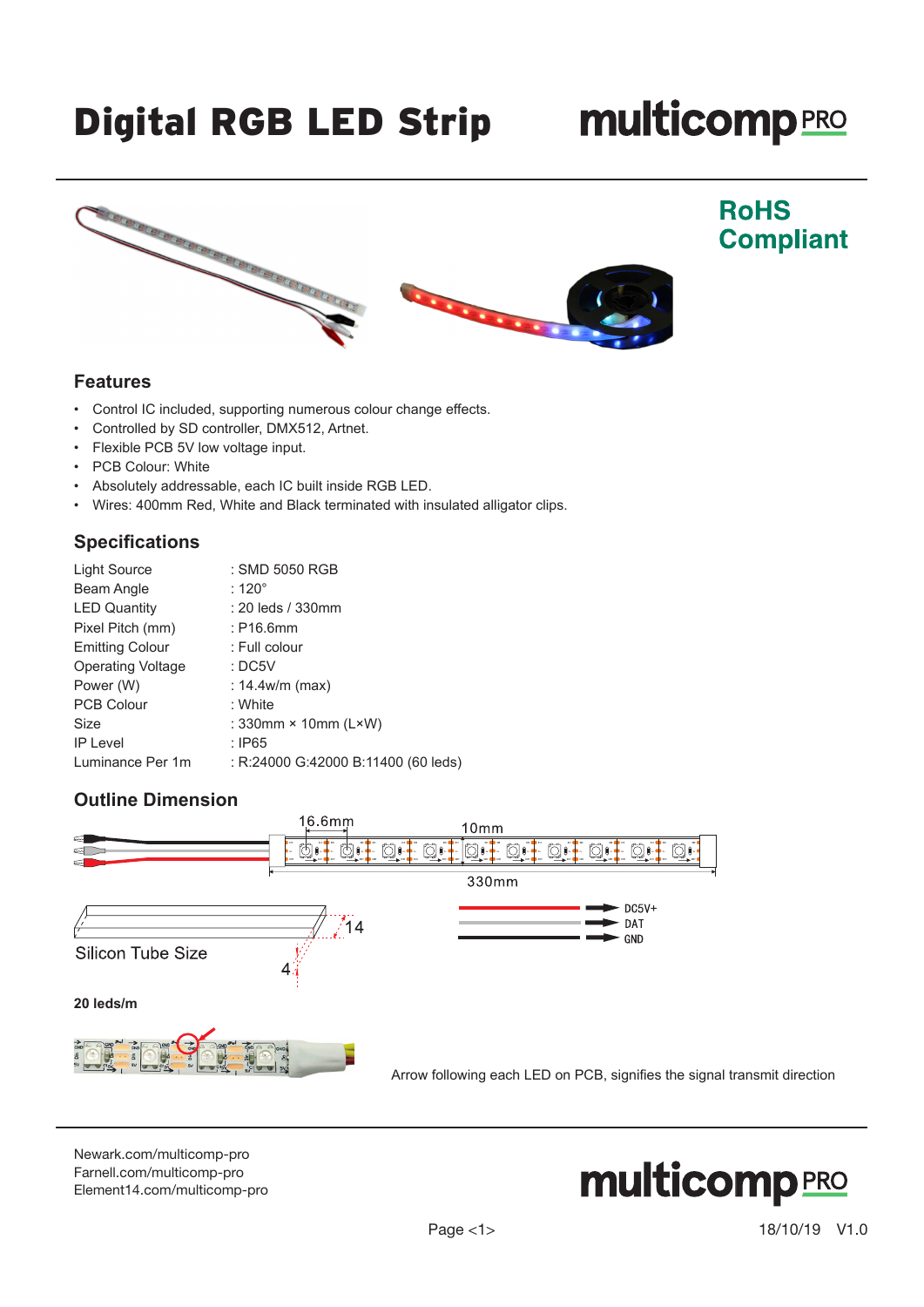# Digital RGB LED Strip

multicomp PRO

**RoHS Compliant**

## Features

- Control IC included, supporting numerous colour change effects.
- Controlled by SD controller, DMX512, Artnet.
- Flexible PCB 5V low voltage input.
- PCB Colour: White
- Absolutely addressable, each IC built inside RGB LED.
- Wires: 400mm Red, White and Black terminated with insulated alligator clips.

## Specifications

| | |
|---|---|
| Light Source | : SMD 5050 RGB |
| Beam Angle | : 120° |
| LED Quantity | : 20 leds / 330mm |
| Pixel Pitch (mm) | : P16.6mm |
| Emitting Colour | : Full colour |
| Operating Voltage | : DC5V |
| Power (W) | : 14.4w/m (max) |
| PCB Colour | : White |
| Size | : 330mm × 10mm (L×W) |
| IP Level | : IP65 |
| Luminance Per 1m | : R:24000 G:42000 B:11400 (60 leds) |

## Outline Dimension

16.6mm

10mm

330mm

Silicon Tube Size

14

4

DC5V+

DAT

GND

**20 leds/m**

Arrow following each LED on PCB, signifies the signal transmit direction

Newark.com/multicomp-pro
Farnell.com/multicomp-pro
Element14.com/multicomp-pro

18/10/19 V1.0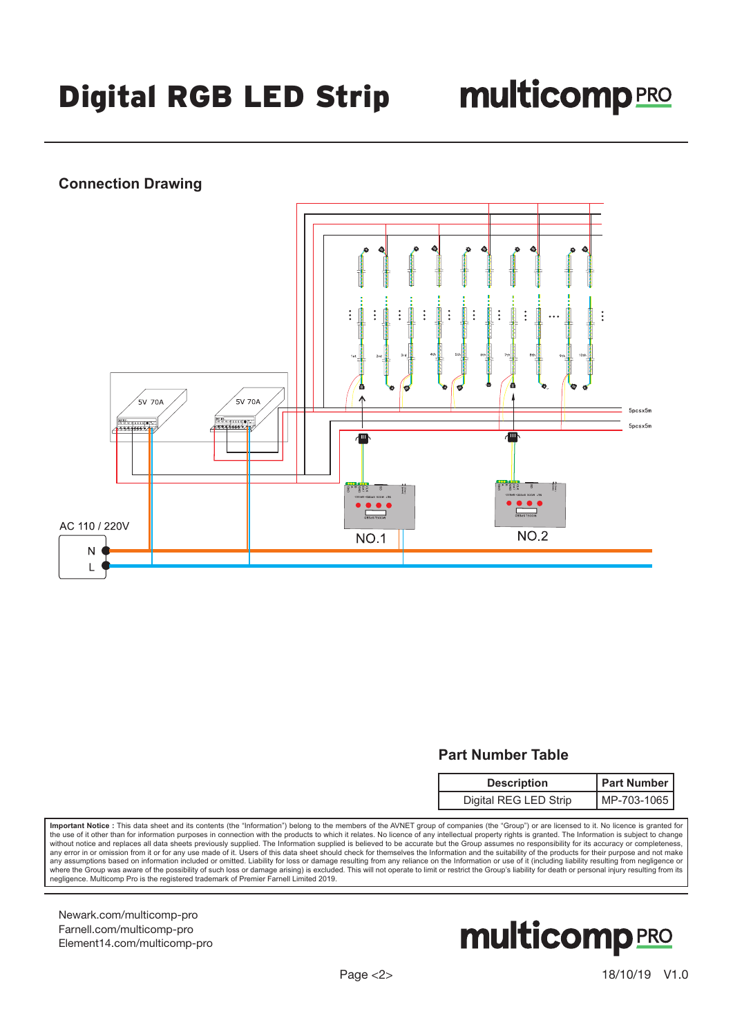# Digital RGB LED Strip

## Connection Drawing

5V 70A

5V 70A

5pcsx5m

5pcsx5m

AC 110 / 220V

N

L

NO.1

NO.2

## Part Number Table

| Description | Part Number |
| --- | --- |
| Digital REG LED Strip | MP-703-1065 |

**Important Notice :** This data sheet and its contents (the "Information") belong to the members of the AVNET group of companies (the "Group") or are licensed to it. No licence is granted for the use of it other than for information purposes in connection with the products to which it relates. No licence of any intellectual property rights is granted. The Information is subject to change without notice and replaces all data sheets previously supplied. The Information supplied is believed to be accurate but the Group assumes no responsibility for its accuracy or completeness, any error in or omission from it or for any use made of it. Users of this data sheet should check for themselves the Information and the suitability of the products for their purpose and not make any assumptions based on information included or omitted. Liability for loss or damage resulting from any reliance on the Information or use of it (including liability resulting from negligence or where the Group was aware of the possibility of such loss or damage arising) is excluded. This will not operate to limit or restrict the Group's liability for death or personal injury resulting from its negligence. Multicomp Pro is the registered trademark of Premier Farnell Limited 2019.

Newark.com/multicomp-pro
Farnell.com/multicomp-pro
Element14.com/multicomp-pro

18/10/19 V1.0